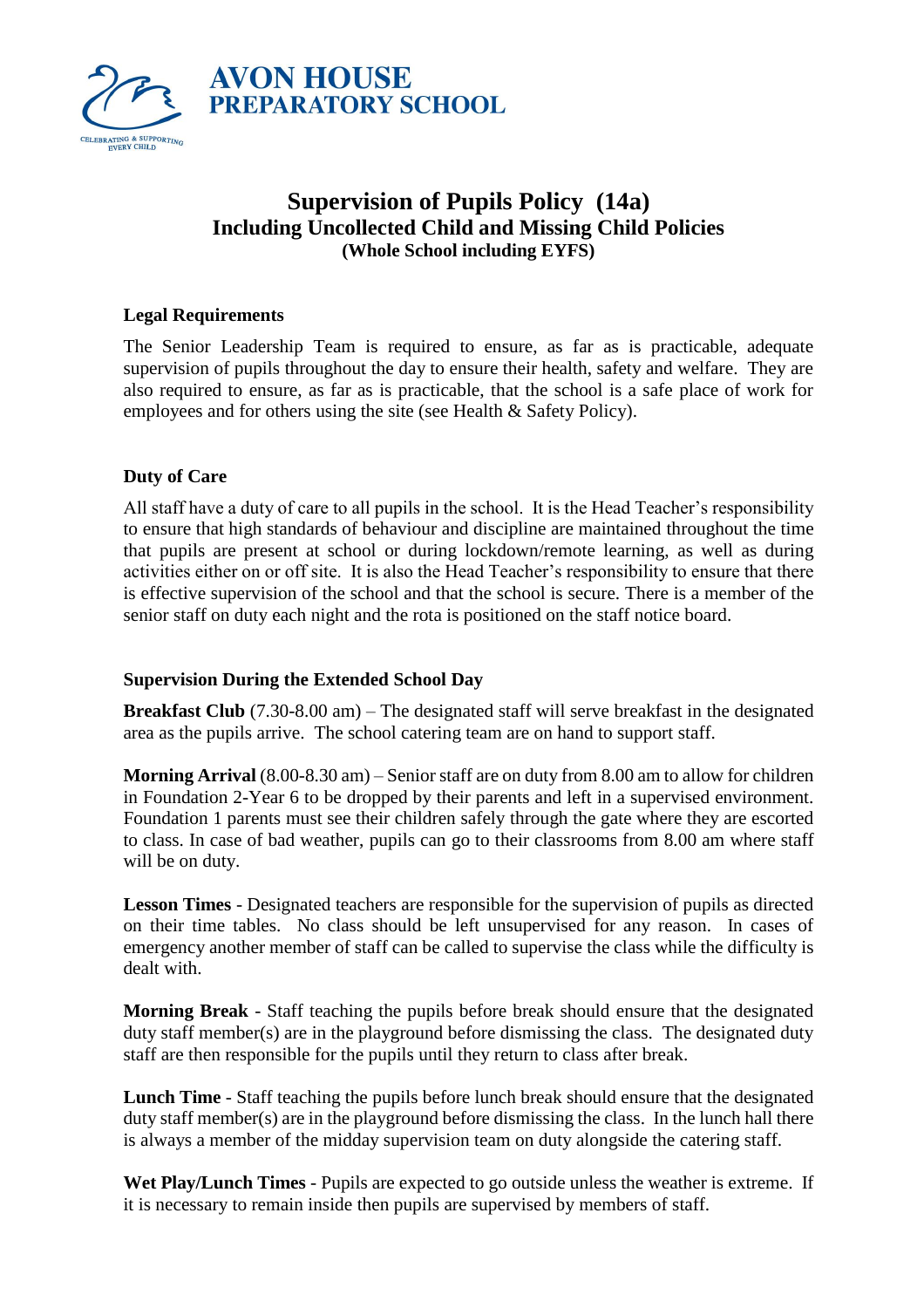AVON HOUSE
PREPARATORY SCHOOL

CELEBRATING & SUPPORTING EVERY CHILD

# Supervision of Pupils Policy (14a)
## Including Uncollected Child and Missing Child Policies
### (Whole School including EYFS)

### Legal Requirements

The Senior Leadership Team is required to ensure, as far as is practicable, adequate supervision of pupils throughout the day to ensure their health, safety and welfare. They are also required to ensure, as far as is practicable, that the school is a safe place of work for employees and for others using the site (see Health & Safety Policy).

### Duty of Care

All staff have a duty of care to all pupils in the school. It is the Head Teacher's responsibility to ensure that high standards of behaviour and discipline are maintained throughout the time that pupils are present at school or during lockdown/remote learning, as well as during activities either on or off site. It is also the Head Teacher's responsibility to ensure that there is effective supervision of the school and that the school is secure. There is a member of the senior staff on duty each night and the rota is positioned on the staff notice board.

### Supervision During the Extended School Day

**Breakfast Club** (7.30-8.00 am) – The designated staff will serve breakfast in the designated area as the pupils arrive. The school catering team are on hand to support staff.

**Morning Arrival** (8.00-8.30 am) – Senior staff are on duty from 8.00 am to allow for children in Foundation 2-Year 6 to be dropped by their parents and left in a supervised environment. Foundation 1 parents must see their children safely through the gate where they are escorted to class. In case of bad weather, pupils can go to their classrooms from 8.00 am where staff will be on duty.

**Lesson Times** - Designated teachers are responsible for the supervision of pupils as directed on their time tables. No class should be left unsupervised for any reason. In cases of emergency another member of staff can be called to supervise the class while the difficulty is dealt with.

**Morning Break** - Staff teaching the pupils before break should ensure that the designated duty staff member(s) are in the playground before dismissing the class. The designated duty staff are then responsible for the pupils until they return to class after break.

**Lunch Time** - Staff teaching the pupils before lunch break should ensure that the designated duty staff member(s) are in the playground before dismissing the class. In the lunch hall there is always a member of the midday supervision team on duty alongside the catering staff.

**Wet Play/Lunch Times** - Pupils are expected to go outside unless the weather is extreme. If it is necessary to remain inside then pupils are supervised by members of staff.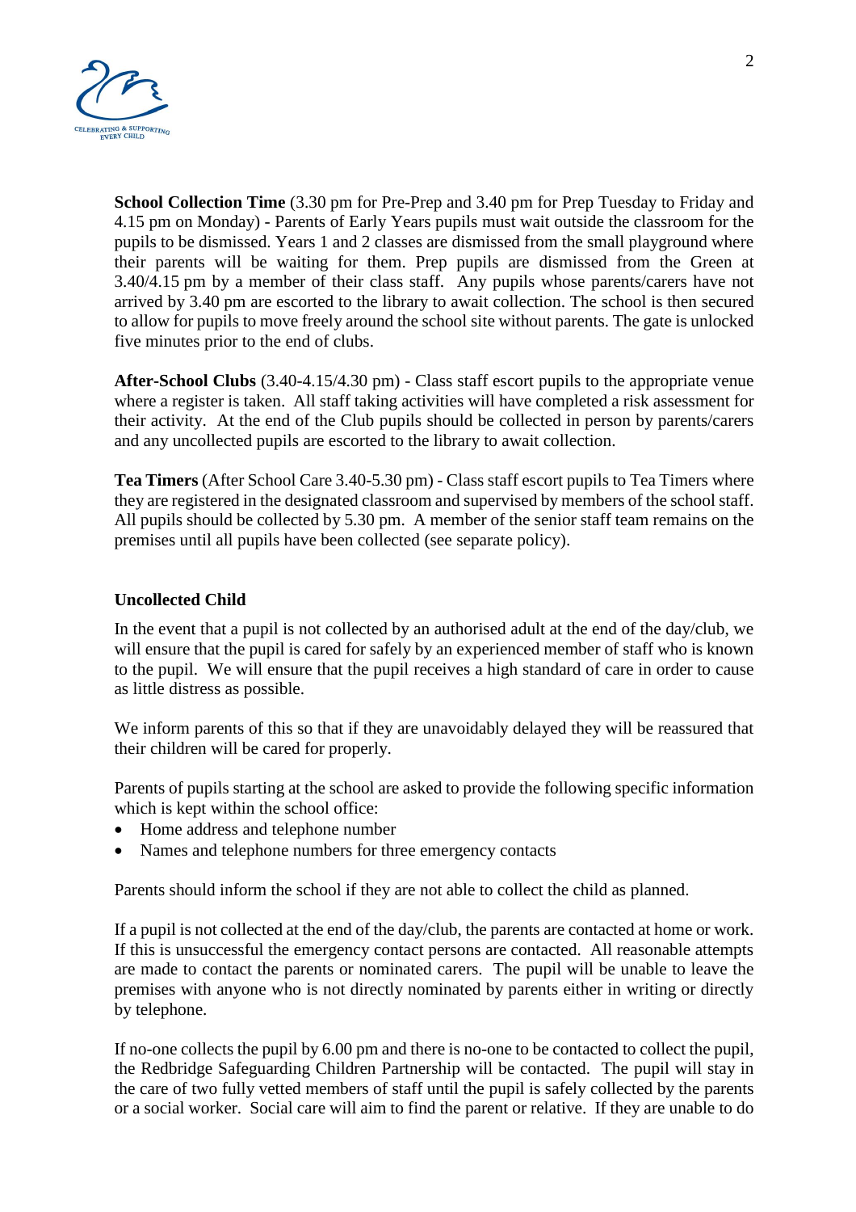**School Collection Time** (3.30 pm for Pre-Prep and 3.40 pm for Prep Tuesday to Friday and 4.15 pm on Monday) - Parents of Early Years pupils must wait outside the classroom for the pupils to be dismissed. Years 1 and 2 classes are dismissed from the small playground where their parents will be waiting for them. Prep pupils are dismissed from the Green at 3.40/4.15 pm by a member of their class staff. Any pupils whose parents/carers have not arrived by 3.40 pm are escorted to the library to await collection. The school is then secured to allow for pupils to move freely around the school site without parents. The gate is unlocked five minutes prior to the end of clubs.

**After-School Clubs** (3.40-4.15/4.30 pm) - Class staff escort pupils to the appropriate venue where a register is taken. All staff taking activities will have completed a risk assessment for their activity. At the end of the Club pupils should be collected in person by parents/carers and any uncollected pupils are escorted to the library to await collection.

**Tea Timers** (After School Care 3.40-5.30 pm) - Class staff escort pupils to Tea Timers where they are registered in the designated classroom and supervised by members of the school staff. All pupils should be collected by 5.30 pm. A member of the senior staff team remains on the premises until all pupils have been collected (see separate policy).

**Uncollected Child**

In the event that a pupil is not collected by an authorised adult at the end of the day/club, we will ensure that the pupil is cared for safely by an experienced member of staff who is known to the pupil. We will ensure that the pupil receives a high standard of care in order to cause as little distress as possible.

We inform parents of this so that if they are unavoidably delayed they will be reassured that their children will be cared for properly.

Parents of pupils starting at the school are asked to provide the following specific information which is kept within the school office:

- Home address and telephone number
- Names and telephone numbers for three emergency contacts

Parents should inform the school if they are not able to collect the child as planned.

If a pupil is not collected at the end of the day/club, the parents are contacted at home or work. If this is unsuccessful the emergency contact persons are contacted. All reasonable attempts are made to contact the parents or nominated carers. The pupil will be unable to leave the premises with anyone who is not directly nominated by parents either in writing or directly by telephone.

If no-one collects the pupil by 6.00 pm and there is no-one to be contacted to collect the pupil, the Redbridge Safeguarding Children Partnership will be contacted. The pupil will stay in the care of two fully vetted members of staff until the pupil is safely collected by the parents or a social worker. Social care will aim to find the parent or relative. If they are unable to do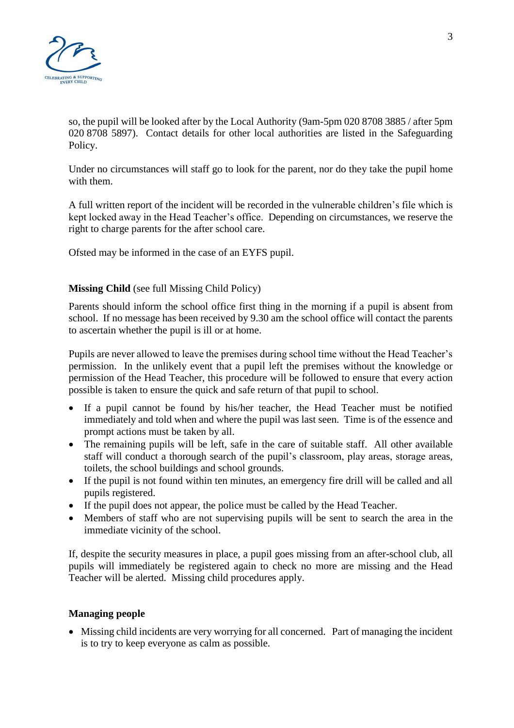so, the pupil will be looked after by the Local Authority (9am-5pm 020 8708 3885 / after 5pm 020 8708 5897). Contact details for other local authorities are listed in the Safeguarding Policy.

Under no circumstances will staff go to look for the parent, nor do they take the pupil home with them.

A full written report of the incident will be recorded in the vulnerable children's file which is kept locked away in the Head Teacher's office. Depending on circumstances, we reserve the right to charge parents for the after school care.

Ofsted may be informed in the case of an EYFS pupil.

**Missing Child** (see full Missing Child Policy)

Parents should inform the school office first thing in the morning if a pupil is absent from school. If no message has been received by 9.30 am the school office will contact the parents to ascertain whether the pupil is ill or at home.

Pupils are never allowed to leave the premises during school time without the Head Teacher's permission. In the unlikely event that a pupil left the premises without the knowledge or permission of the Head Teacher, this procedure will be followed to ensure that every action possible is taken to ensure the quick and safe return of that pupil to school.

- If a pupil cannot be found by his/her teacher, the Head Teacher must be notified immediately and told when and where the pupil was last seen. Time is of the essence and prompt actions must be taken by all.
- The remaining pupils will be left, safe in the care of suitable staff. All other available staff will conduct a thorough search of the pupil's classroom, play areas, storage areas, toilets, the school buildings and school grounds.
- If the pupil is not found within ten minutes, an emergency fire drill will be called and all pupils registered.
- If the pupil does not appear, the police must be called by the Head Teacher.
- Members of staff who are not supervising pupils will be sent to search the area in the immediate vicinity of the school.

If, despite the security measures in place, a pupil goes missing from an after-school club, all pupils will immediately be registered again to check no more are missing and the Head Teacher will be alerted. Missing child procedures apply.

**Managing people**

- Missing child incidents are very worrying for all concerned. Part of managing the incident is to try to keep everyone as calm as possible.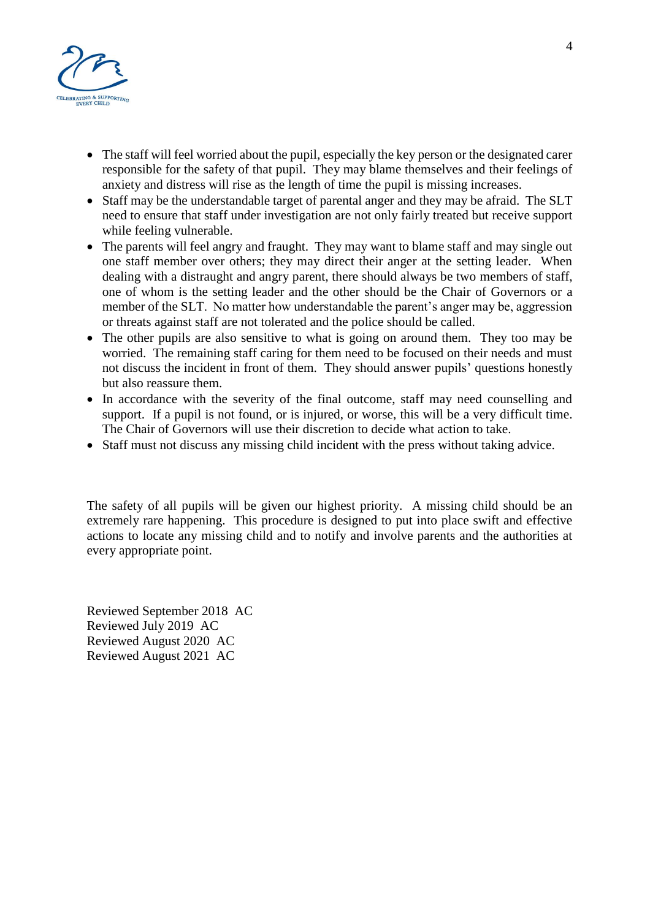- The staff will feel worried about the pupil, especially the key person or the designated carer responsible for the safety of that pupil. They may blame themselves and their feelings of anxiety and distress will rise as the length of time the pupil is missing increases.
- Staff may be the understandable target of parental anger and they may be afraid. The SLT need to ensure that staff under investigation are not only fairly treated but receive support while feeling vulnerable.
- The parents will feel angry and fraught. They may want to blame staff and may single out one staff member over others; they may direct their anger at the setting leader. When dealing with a distraught and angry parent, there should always be two members of staff, one of whom is the setting leader and the other should be the Chair of Governors or a member of the SLT. No matter how understandable the parent's anger may be, aggression or threats against staff are not tolerated and the police should be called.
- The other pupils are also sensitive to what is going on around them. They too may be worried. The remaining staff caring for them need to be focused on their needs and must not discuss the incident in front of them. They should answer pupils' questions honestly but also reassure them.
- In accordance with the severity of the final outcome, staff may need counselling and support. If a pupil is not found, or is injured, or worse, this will be a very difficult time. The Chair of Governors will use their discretion to decide what action to take.
- Staff must not discuss any missing child incident with the press without taking advice.

The safety of all pupils will be given our highest priority. A missing child should be an extremely rare happening. This procedure is designed to put into place swift and effective actions to locate any missing child and to notify and involve parents and the authorities at every appropriate point.

Reviewed September 2018 AC
Reviewed July 2019 AC
Reviewed August 2020 AC
Reviewed August 2021 AC